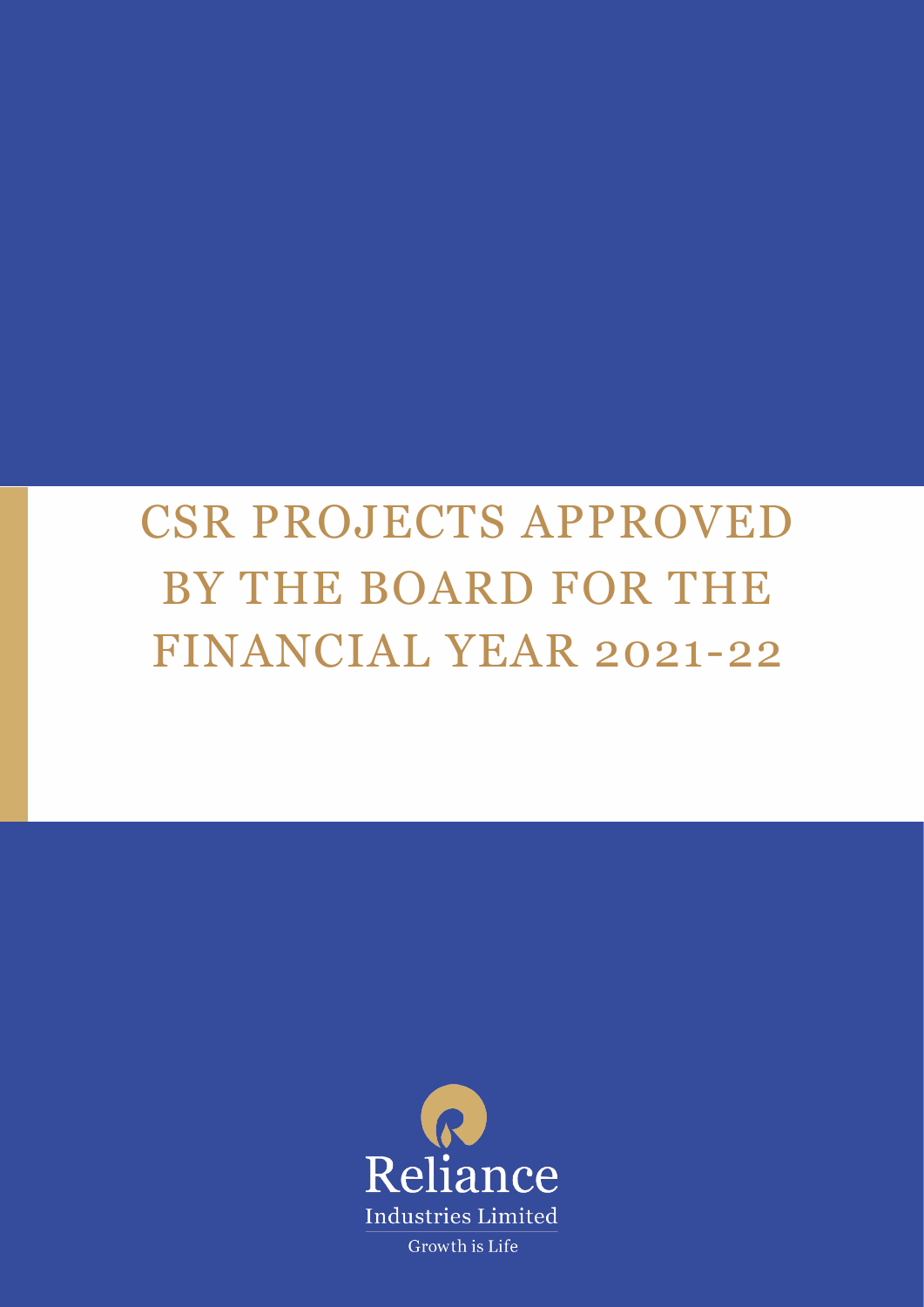# CSR PROJECTS APPROVED BY THE BOARD FOR THE FINANCIAL YEAR 2021-22

Reliance
Industries Limited
Growth is Life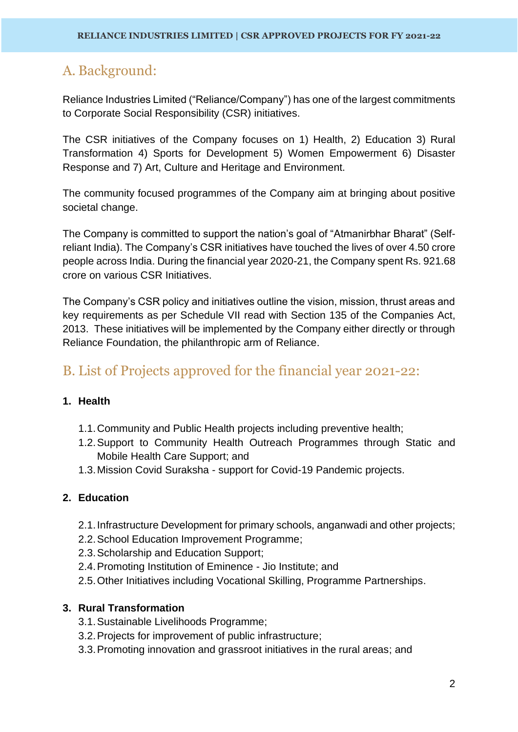## A. Background:

Reliance Industries Limited ("Reliance/Company") has one of the largest commitments to Corporate Social Responsibility (CSR) initiatives.

The CSR initiatives of the Company focuses on 1) Health, 2) Education 3) Rural Transformation 4) Sports for Development 5) Women Empowerment 6) Disaster Response and 7) Art, Culture and Heritage and Environment.

The community focused programmes of the Company aim at bringing about positive societal change.

The Company is committed to support the nation's goal of "Atmanirbhar Bharat" (Self-reliant India). The Company's CSR initiatives have touched the lives of over 4.50 crore people across India. During the financial year 2020-21, the Company spent Rs. 921.68 crore on various CSR Initiatives.

The Company's CSR policy and initiatives outline the vision, mission, thrust areas and key requirements as per Schedule VII read with Section 135 of the Companies Act, 2013. These initiatives will be implemented by the Company either directly or through Reliance Foundation, the philanthropic arm of Reliance.

## B. List of Projects approved for the financial year 2021-22:

### 1. Health

- 1.1. Community and Public Health projects including preventive health;
- 1.2. Support to Community Health Outreach Programmes through Static and Mobile Health Care Support; and
- 1.3. Mission Covid Suraksha - support for Covid-19 Pandemic projects.

### 2. Education

- 2.1. Infrastructure Development for primary schools, anganwadi and other projects;
- 2.2. School Education Improvement Programme;
- 2.3. Scholarship and Education Support;
- 2.4. Promoting Institution of Eminence - Jio Institute; and
- 2.5. Other Initiatives including Vocational Skilling, Programme Partnerships.

### 3. Rural Transformation

- 3.1. Sustainable Livelihoods Programme;
- 3.2. Projects for improvement of public infrastructure;
- 3.3. Promoting innovation and grassroot initiatives in the rural areas; and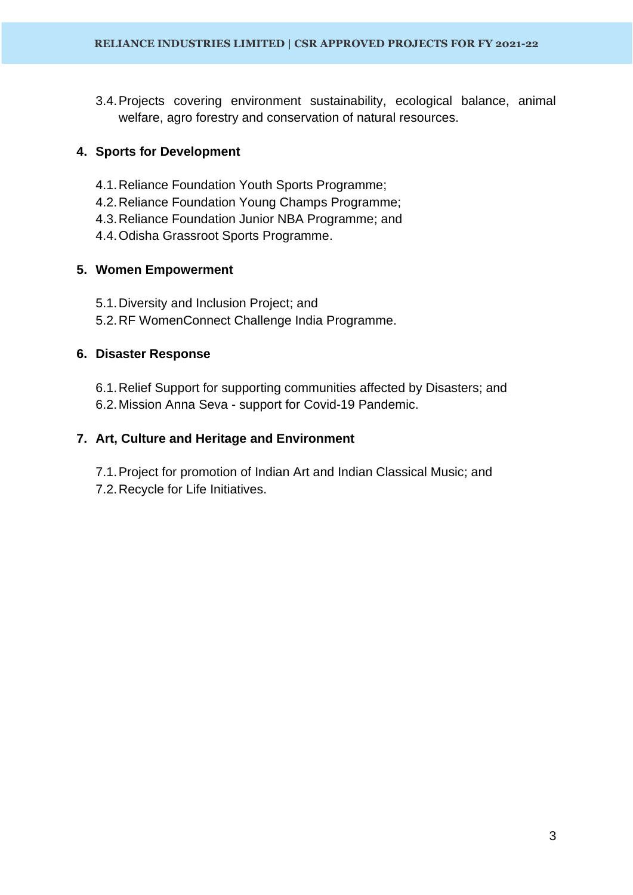3.4. Projects covering environment sustainability, ecological balance, animal welfare, agro forestry and conservation of natural resources.

## 4. Sports for Development

4.1. Reliance Foundation Youth Sports Programme;
4.2. Reliance Foundation Young Champs Programme;
4.3. Reliance Foundation Junior NBA Programme; and
4.4. Odisha Grassroot Sports Programme.

## 5. Women Empowerment

5.1. Diversity and Inclusion Project; and
5.2. RF WomenConnect Challenge India Programme.

## 6. Disaster Response

6.1. Relief Support for supporting communities affected by Disasters; and
6.2. Mission Anna Seva - support for Covid-19 Pandemic.

## 7. Art, Culture and Heritage and Environment

7.1. Project for promotion of Indian Art and Indian Classical Music; and
7.2. Recycle for Life Initiatives.